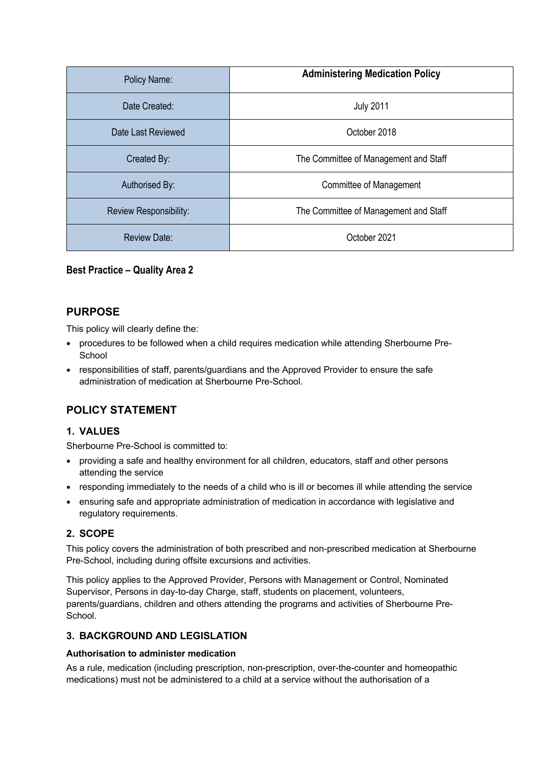| Policy Name: | **Administering Medication Policy** |
|---|---|
| Date Created: | July 2011 |
| Date Last Reviewed | October 2018 |
| Created By: | The Committee of Management and Staff |
| Authorised By: | Committee of Management |
| Review Responsibility: | The Committee of Management and Staff |
| Review Date: | October 2021 |

**Best Practice – Quality Area 2**

## PURPOSE

This policy will clearly define the:

- procedures to be followed when a child requires medication while attending Sherbourne Pre-School
- responsibilities of staff, parents/guardians and the Approved Provider to ensure the safe administration of medication at Sherbourne Pre-School.

## POLICY STATEMENT

### 1. VALUES

Sherbourne Pre-School is committed to:

- providing a safe and healthy environment for all children, educators, staff and other persons attending the service
- responding immediately to the needs of a child who is ill or becomes ill while attending the service
- ensuring safe and appropriate administration of medication in accordance with legislative and regulatory requirements.

### 2. SCOPE

This policy covers the administration of both prescribed and non-prescribed medication at Sherbourne Pre-School, including during offsite excursions and activities.

This policy applies to the Approved Provider, Persons with Management or Control, Nominated Supervisor, Persons in day-to-day Charge, staff, students on placement, volunteers, parents/guardians, children and others attending the programs and activities of Sherbourne Pre-School.

### 3. BACKGROUND AND LEGISLATION

**Authorisation to administer medication**

As a rule, medication (including prescription, non-prescription, over-the-counter and homeopathic medications) must not be administered to a child at a service without the authorisation of a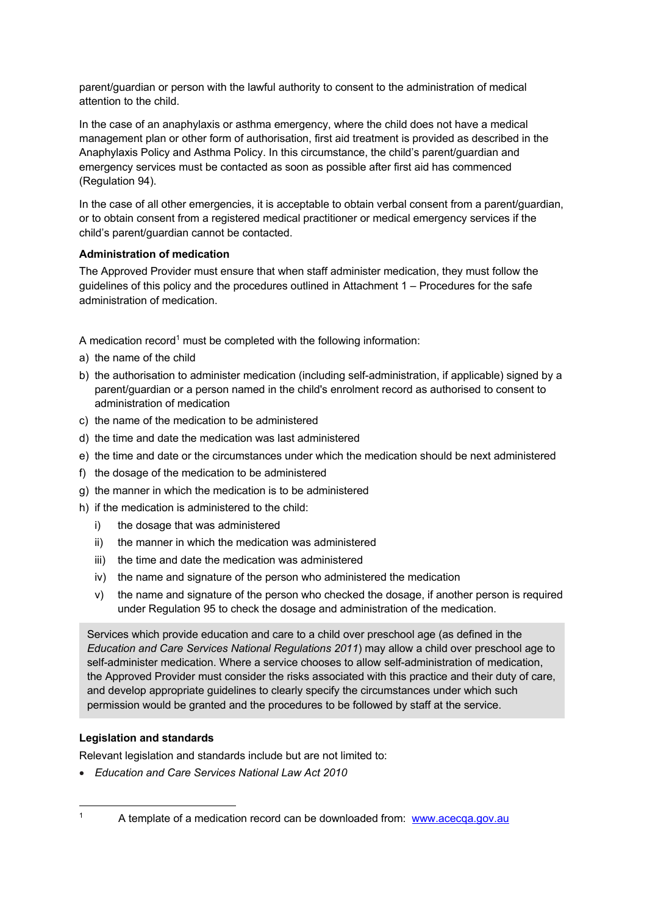parent/guardian or person with the lawful authority to consent to the administration of medical attention to the child.

In the case of an anaphylaxis or asthma emergency, where the child does not have a medical management plan or other form of authorisation, first aid treatment is provided as described in the Anaphylaxis Policy and Asthma Policy. In this circumstance, the child's parent/guardian and emergency services must be contacted as soon as possible after first aid has commenced (Regulation 94).

In the case of all other emergencies, it is acceptable to obtain verbal consent from a parent/guardian, or to obtain consent from a registered medical practitioner or medical emergency services if the child's parent/guardian cannot be contacted.

**Administration of medication**

The Approved Provider must ensure that when staff administer medication, they must follow the guidelines of this policy and the procedures outlined in Attachment 1 – Procedures for the safe administration of medication.

A medication record[1] must be completed with the following information:

a) the name of the child
b) the authorisation to administer medication (including self-administration, if applicable) signed by a parent/guardian or a person named in the child's enrolment record as authorised to consent to administration of medication
c) the name of the medication to be administered
d) the time and date the medication was last administered
e) the time and date or the circumstances under which the medication should be next administered
f) the dosage of the medication to be administered
g) the manner in which the medication is to be administered
h) if the medication is administered to the child:
   i) the dosage that was administered
   ii) the manner in which the medication was administered
   iii) the time and date the medication was administered
   iv) the name and signature of the person who administered the medication
   v) the name and signature of the person who checked the dosage, if another person is required under Regulation 95 to check the dosage and administration of the medication.

> Services which provide education and care to a child over preschool age (as defined in the *Education and Care Services National Regulations 2011*) may allow a child over preschool age to self-administer medication. Where a service chooses to allow self-administration of medication, the Approved Provider must consider the risks associated with this practice and their duty of care, and develop appropriate guidelines to clearly specify the circumstances under which such permission would be granted and the procedures to be followed by staff at the service.

**Legislation and standards**

Relevant legislation and standards include but are not limited to:

- *Education and Care Services National Law Act 2010*

---

[1] A template of a medication record can be downloaded from: www.acecqa.gov.au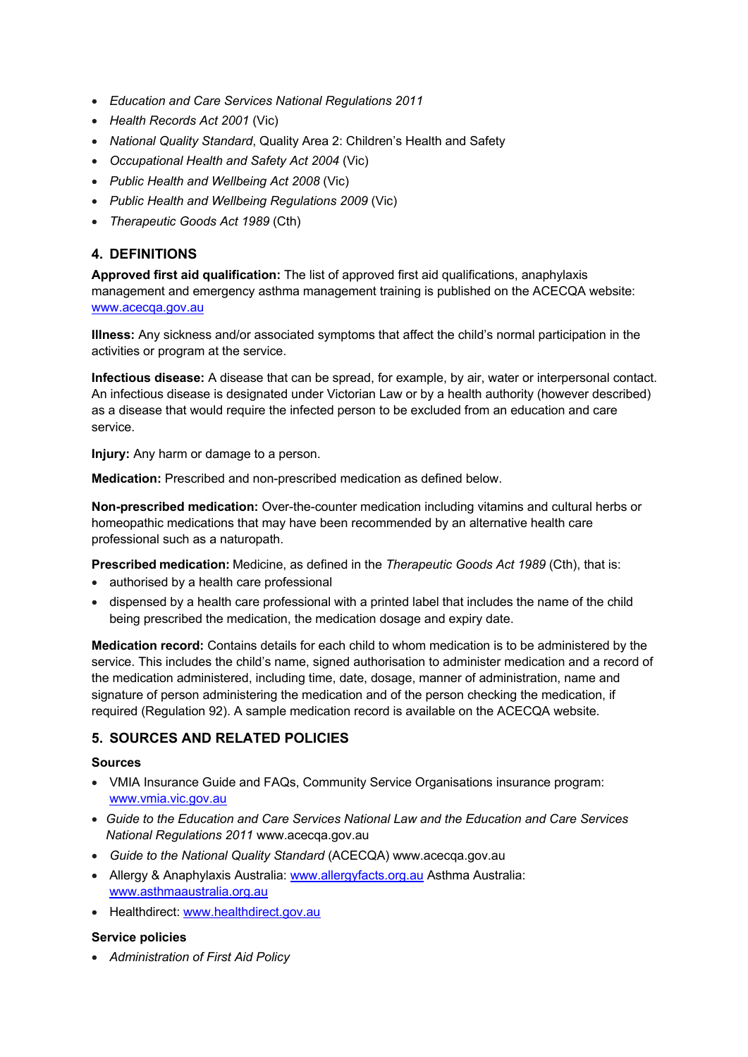- *Education and Care Services National Regulations 2011*
- *Health Records Act 2001* (Vic)
- *National Quality Standard*, Quality Area 2: Children's Health and Safety
- *Occupational Health and Safety Act 2004* (Vic)
- *Public Health and Wellbeing Act 2008* (Vic)
- *Public Health and Wellbeing Regulations 2009* (Vic)
- *Therapeutic Goods Act 1989* (Cth)

## 4. DEFINITIONS

**Approved first aid qualification:** The list of approved first aid qualifications, anaphylaxis management and emergency asthma management training is published on the ACECQA website: www.acecqa.gov.au

**Illness:** Any sickness and/or associated symptoms that affect the child's normal participation in the activities or program at the service.

**Infectious disease:** A disease that can be spread, for example, by air, water or interpersonal contact. An infectious disease is designated under Victorian Law or by a health authority (however described) as a disease that would require the infected person to be excluded from an education and care service.

**Injury:** Any harm or damage to a person.

**Medication:** Prescribed and non-prescribed medication as defined below.

**Non-prescribed medication:** Over-the-counter medication including vitamins and cultural herbs or homeopathic medications that may have been recommended by an alternative health care professional such as a naturopath.

**Prescribed medication:** Medicine, as defined in the *Therapeutic Goods Act 1989* (Cth), that is:

- authorised by a health care professional
- dispensed by a health care professional with a printed label that includes the name of the child being prescribed the medication, the medication dosage and expiry date.

**Medication record:** Contains details for each child to whom medication is to be administered by the service. This includes the child's name, signed authorisation to administer medication and a record of the medication administered, including time, date, dosage, manner of administration, name and signature of person administering the medication and of the person checking the medication, if required (Regulation 92). A sample medication record is available on the ACECQA website.

## 5. SOURCES AND RELATED POLICIES

### Sources

- VMIA Insurance Guide and FAQs, Community Service Organisations insurance program: www.vmia.vic.gov.au
- *Guide to the Education and Care Services National Law and the Education and Care Services National Regulations 2011* www.acecqa.gov.au
- *Guide to the National Quality Standard* (ACECQA) www.acecqa.gov.au
- Allergy & Anaphylaxis Australia: www.allergyfacts.org.au Asthma Australia: www.asthmaaustralia.org.au
- Healthdirect: www.healthdirect.gov.au

### Service policies

- *Administration of First Aid Policy*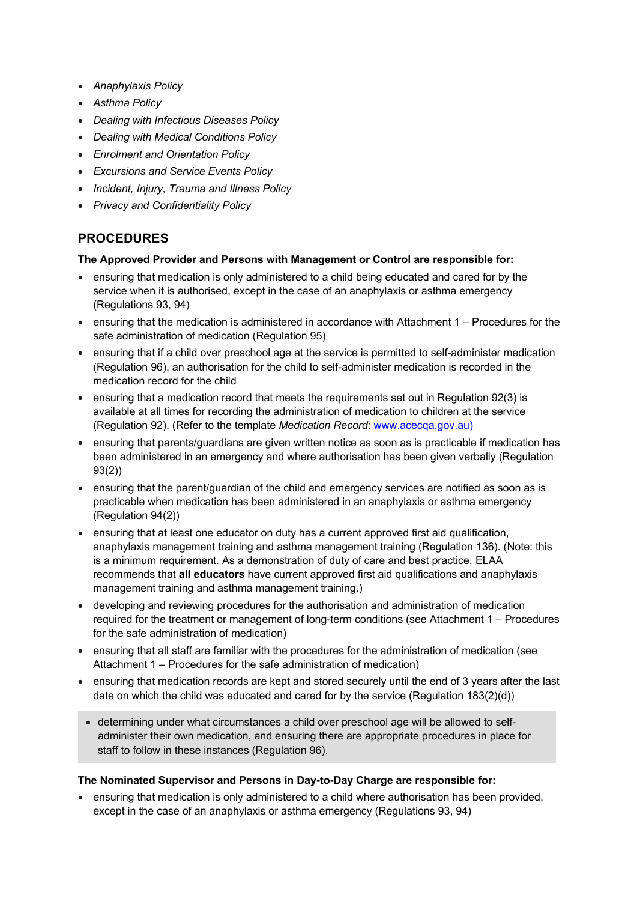- *Anaphylaxis Policy*
- *Asthma Policy*
- *Dealing with Infectious Diseases Policy*
- *Dealing with Medical Conditions Policy*
- *Enrolment and Orientation Policy*
- *Excursions and Service Events Policy*
- *Incident, Injury, Trauma and Illness Policy*
- *Privacy and Confidentiality Policy*

## PROCEDURES

**The Approved Provider and Persons with Management or Control are responsible for:**

- ensuring that medication is only administered to a child being educated and cared for by the service when it is authorised, except in the case of an anaphylaxis or asthma emergency (Regulations 93, 94)
- ensuring that the medication is administered in accordance with Attachment 1 – Procedures for the safe administration of medication (Regulation 95)
- ensuring that if a child over preschool age at the service is permitted to self-administer medication (Regulation 96), an authorisation for the child to self-administer medication is recorded in the medication record for the child
- ensuring that a medication record that meets the requirements set out in Regulation 92(3) is available at all times for recording the administration of medication to children at the service (Regulation 92). (Refer to the template *Medication Record*: www.acecqa.gov.au)
- ensuring that parents/guardians are given written notice as soon as is practicable if medication has been administered in an emergency and where authorisation has been given verbally (Regulation 93(2))
- ensuring that the parent/guardian of the child and emergency services are notified as soon as is practicable when medication has been administered in an anaphylaxis or asthma emergency (Regulation 94(2))
- ensuring that at least one educator on duty has a current approved first aid qualification, anaphylaxis management training and asthma management training (Regulation 136). (Note: this is a minimum requirement. As a demonstration of duty of care and best practice, ELAA recommends that **all educators** have current approved first aid qualifications and anaphylaxis management training and asthma management training.)
- developing and reviewing procedures for the authorisation and administration of medication required for the treatment or management of long-term conditions (see Attachment 1 – Procedures for the safe administration of medication)
- ensuring that all staff are familiar with the procedures for the administration of medication (see Attachment 1 – Procedures for the safe administration of medication)
- ensuring that medication records are kept and stored securely until the end of 3 years after the last date on which the child was educated and cared for by the service (Regulation 183(2)(d))
- determining under what circumstances a child over preschool age will be allowed to self-administer their own medication, and ensuring there are appropriate procedures in place for staff to follow in these instances (Regulation 96).

**The Nominated Supervisor and Persons in Day-to-Day Charge are responsible for:**

- ensuring that medication is only administered to a child where authorisation has been provided, except in the case of an anaphylaxis or asthma emergency (Regulations 93, 94)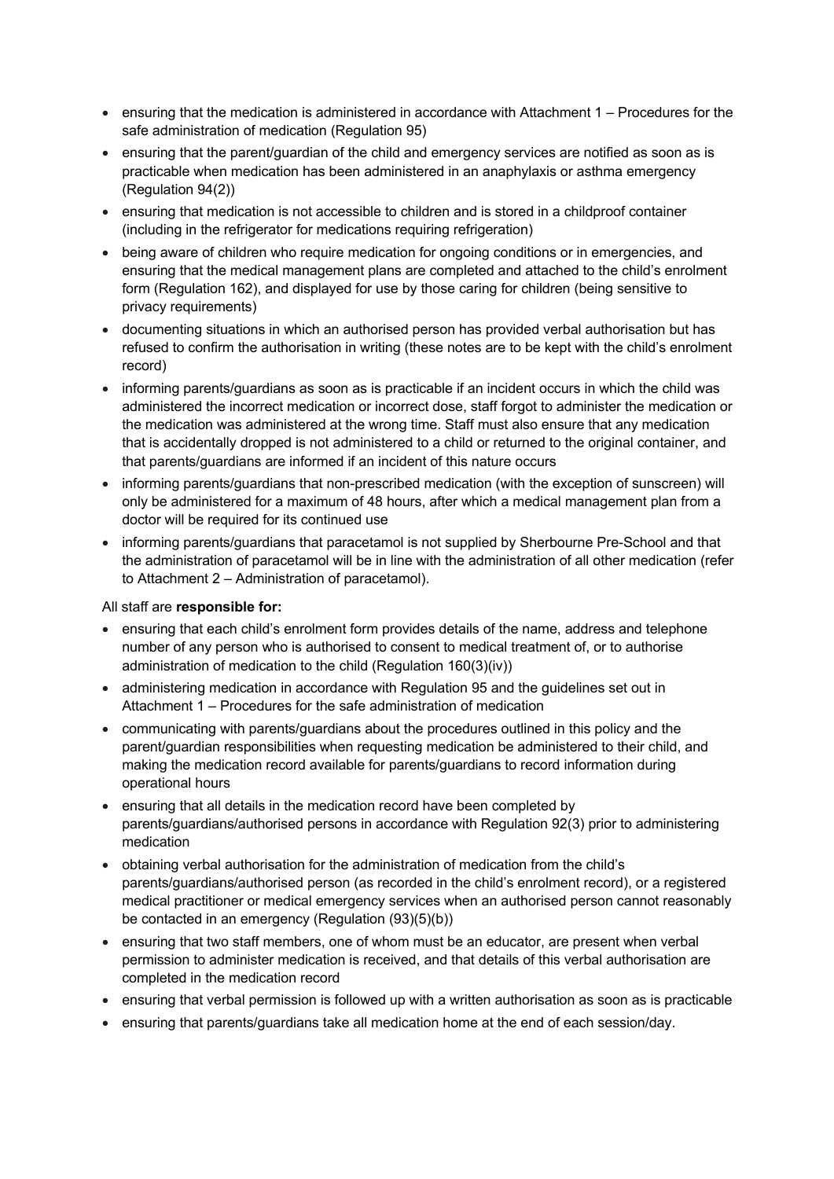- ensuring that the medication is administered in accordance with Attachment 1 – Procedures for the safe administration of medication (Regulation 95)
- ensuring that the parent/guardian of the child and emergency services are notified as soon as is practicable when medication has been administered in an anaphylaxis or asthma emergency (Regulation 94(2))
- ensuring that medication is not accessible to children and is stored in a childproof container (including in the refrigerator for medications requiring refrigeration)
- being aware of children who require medication for ongoing conditions or in emergencies, and ensuring that the medical management plans are completed and attached to the child's enrolment form (Regulation 162), and displayed for use by those caring for children (being sensitive to privacy requirements)
- documenting situations in which an authorised person has provided verbal authorisation but has refused to confirm the authorisation in writing (these notes are to be kept with the child's enrolment record)
- informing parents/guardians as soon as is practicable if an incident occurs in which the child was administered the incorrect medication or incorrect dose, staff forgot to administer the medication or the medication was administered at the wrong time. Staff must also ensure that any medication that is accidentally dropped is not administered to a child or returned to the original container, and that parents/guardians are informed if an incident of this nature occurs
- informing parents/guardians that non-prescribed medication (with the exception of sunscreen) will only be administered for a maximum of 48 hours, after which a medical management plan from a doctor will be required for its continued use
- informing parents/guardians that paracetamol is not supplied by Sherbourne Pre-School and that the administration of paracetamol will be in line with the administration of all other medication (refer to Attachment 2 – Administration of paracetamol).

All staff are **responsible for:**

- ensuring that each child's enrolment form provides details of the name, address and telephone number of any person who is authorised to consent to medical treatment of, or to authorise administration of medication to the child (Regulation 160(3)(iv))
- administering medication in accordance with Regulation 95 and the guidelines set out in Attachment 1 – Procedures for the safe administration of medication
- communicating with parents/guardians about the procedures outlined in this policy and the parent/guardian responsibilities when requesting medication be administered to their child, and making the medication record available for parents/guardians to record information during operational hours
- ensuring that all details in the medication record have been completed by parents/guardians/authorised persons in accordance with Regulation 92(3) prior to administering medication
- obtaining verbal authorisation for the administration of medication from the child's parents/guardians/authorised person (as recorded in the child's enrolment record), or a registered medical practitioner or medical emergency services when an authorised person cannot reasonably be contacted in an emergency (Regulation (93)(5)(b))
- ensuring that two staff members, one of whom must be an educator, are present when verbal permission to administer medication is received, and that details of this verbal authorisation are completed in the medication record
- ensuring that verbal permission is followed up with a written authorisation as soon as is practicable
- ensuring that parents/guardians take all medication home at the end of each session/day.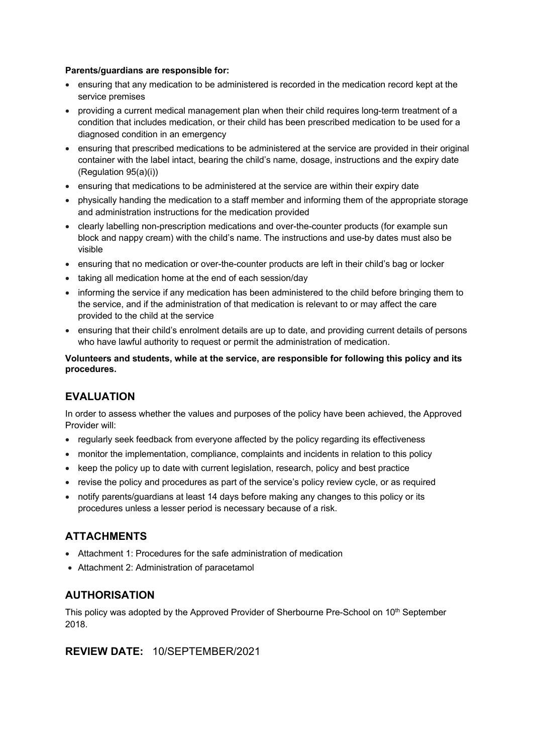**Parents/guardians are responsible for:**

- ensuring that any medication to be administered is recorded in the medication record kept at the service premises
- providing a current medical management plan when their child requires long-term treatment of a condition that includes medication, or their child has been prescribed medication to be used for a diagnosed condition in an emergency
- ensuring that prescribed medications to be administered at the service are provided in their original container with the label intact, bearing the child's name, dosage, instructions and the expiry date (Regulation 95(a)(i))
- ensuring that medications to be administered at the service are within their expiry date
- physically handing the medication to a staff member and informing them of the appropriate storage and administration instructions for the medication provided
- clearly labelling non-prescription medications and over-the-counter products (for example sun block and nappy cream) with the child's name. The instructions and use-by dates must also be visible
- ensuring that no medication or over-the-counter products are left in their child's bag or locker
- taking all medication home at the end of each session/day
- informing the service if any medication has been administered to the child before bringing them to the service, and if the administration of that medication is relevant to or may affect the care provided to the child at the service
- ensuring that their child's enrolment details are up to date, and providing current details of persons who have lawful authority to request or permit the administration of medication.

**Volunteers and students, while at the service, are responsible for following this policy and its procedures.**

## EVALUATION

In order to assess whether the values and purposes of the policy have been achieved, the Approved Provider will:

- regularly seek feedback from everyone affected by the policy regarding its effectiveness
- monitor the implementation, compliance, complaints and incidents in relation to this policy
- keep the policy up to date with current legislation, research, policy and best practice
- revise the policy and procedures as part of the service's policy review cycle, or as required
- notify parents/guardians at least 14 days before making any changes to this policy or its procedures unless a lesser period is necessary because of a risk.

## ATTACHMENTS

- Attachment 1: Procedures for the safe administration of medication
- Attachment 2: Administration of paracetamol

## AUTHORISATION

This policy was adopted by the Approved Provider of Sherbourne Pre-School on 10th September 2018.

## REVIEW DATE: 10/SEPTEMBER/2021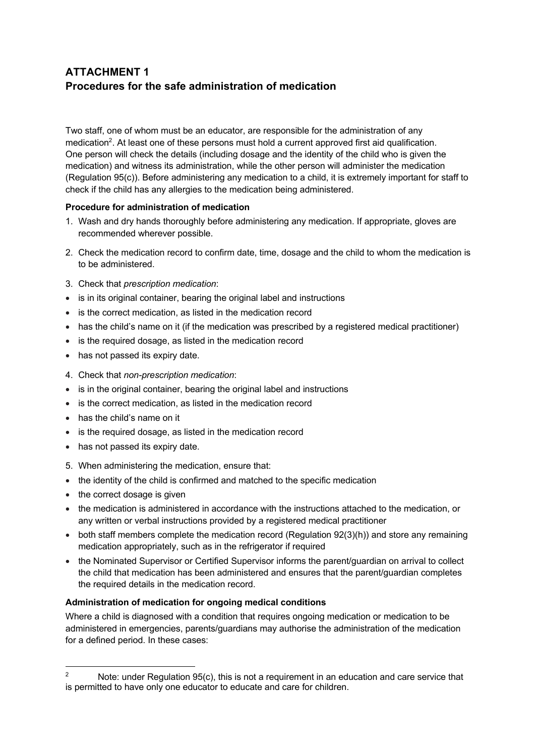# ATTACHMENT 1
# Procedures for the safe administration of medication

Two staff, one of whom must be an educator, are responsible for the administration of any medication[2]. At least one of these persons must hold a current approved first aid qualification. One person will check the details (including dosage and the identity of the child who is given the medication) and witness its administration, while the other person will administer the medication (Regulation 95(c)). Before administering any medication to a child, it is extremely important for staff to check if the child has any allergies to the medication being administered.

**Procedure for administration of medication**

1. Wash and dry hands thoroughly before administering any medication. If appropriate, gloves are recommended wherever possible.
2. Check the medication record to confirm date, time, dosage and the child to whom the medication is to be administered.
3. Check that *prescription medication*:
- is in its original container, bearing the original label and instructions
- is the correct medication, as listed in the medication record
- has the child's name on it (if the medication was prescribed by a registered medical practitioner)
- is the required dosage, as listed in the medication record
- has not passed its expiry date.
4. Check that *non-prescription medication*:
- is in the original container, bearing the original label and instructions
- is the correct medication, as listed in the medication record
- has the child's name on it
- is the required dosage, as listed in the medication record
- has not passed its expiry date.
5. When administering the medication, ensure that:
- the identity of the child is confirmed and matched to the specific medication
- the correct dosage is given
- the medication is administered in accordance with the instructions attached to the medication, or any written or verbal instructions provided by a registered medical practitioner
- both staff members complete the medication record (Regulation 92(3)(h)) and store any remaining medication appropriately, such as in the refrigerator if required
- the Nominated Supervisor or Certified Supervisor informs the parent/guardian on arrival to collect the child that medication has been administered and ensures that the parent/guardian completes the required details in the medication record.

**Administration of medication for ongoing medical conditions**

Where a child is diagnosed with a condition that requires ongoing medication or medication to be administered in emergencies, parents/guardians may authorise the administration of the medication for a defined period. In these cases:

[2] Note: under Regulation 95(c), this is not a requirement in an education and care service that is permitted to have only one educator to educate and care for children.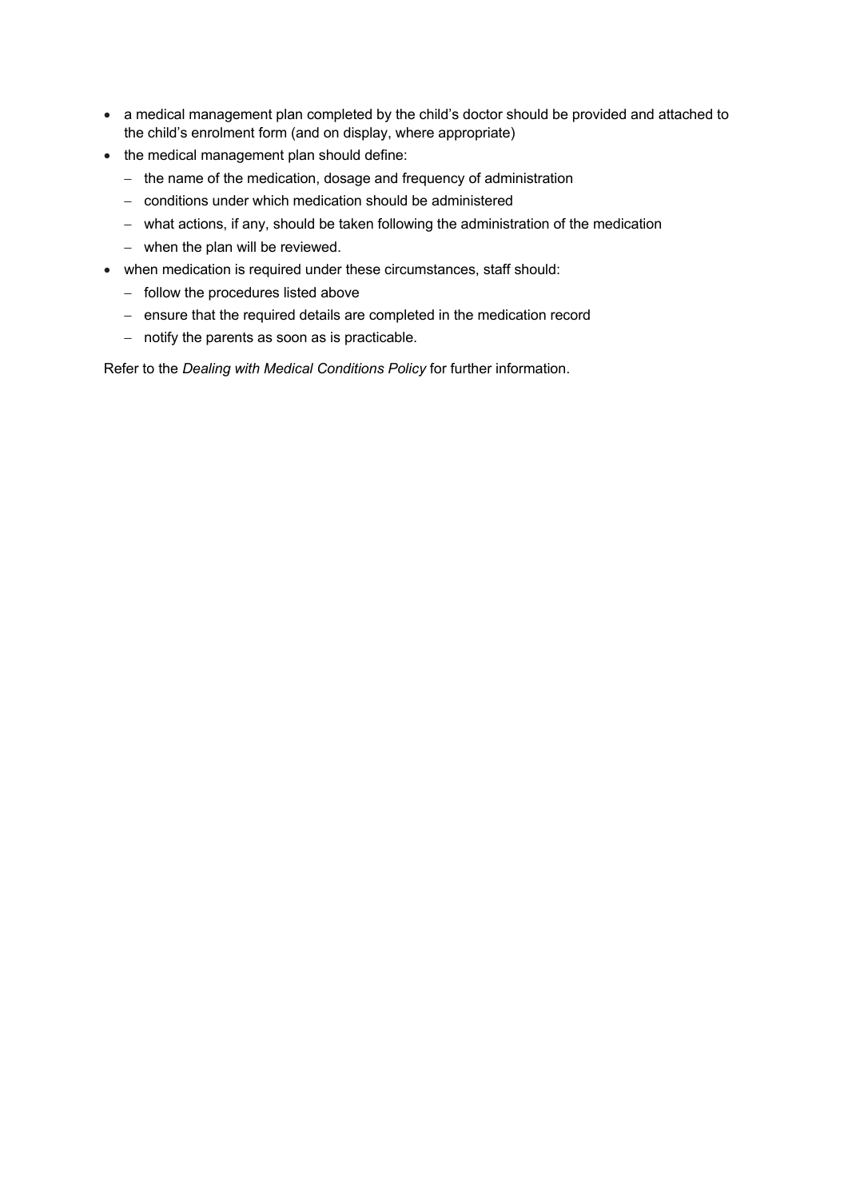- a medical management plan completed by the child's doctor should be provided and attached to the child's enrolment form (and on display, where appropriate)
- the medical management plan should define:
  - the name of the medication, dosage and frequency of administration
  - conditions under which medication should be administered
  - what actions, if any, should be taken following the administration of the medication
  - when the plan will be reviewed.
- when medication is required under these circumstances, staff should:
  - follow the procedures listed above
  - ensure that the required details are completed in the medication record
  - notify the parents as soon as is practicable.

Refer to the *Dealing with Medical Conditions Policy* for further information.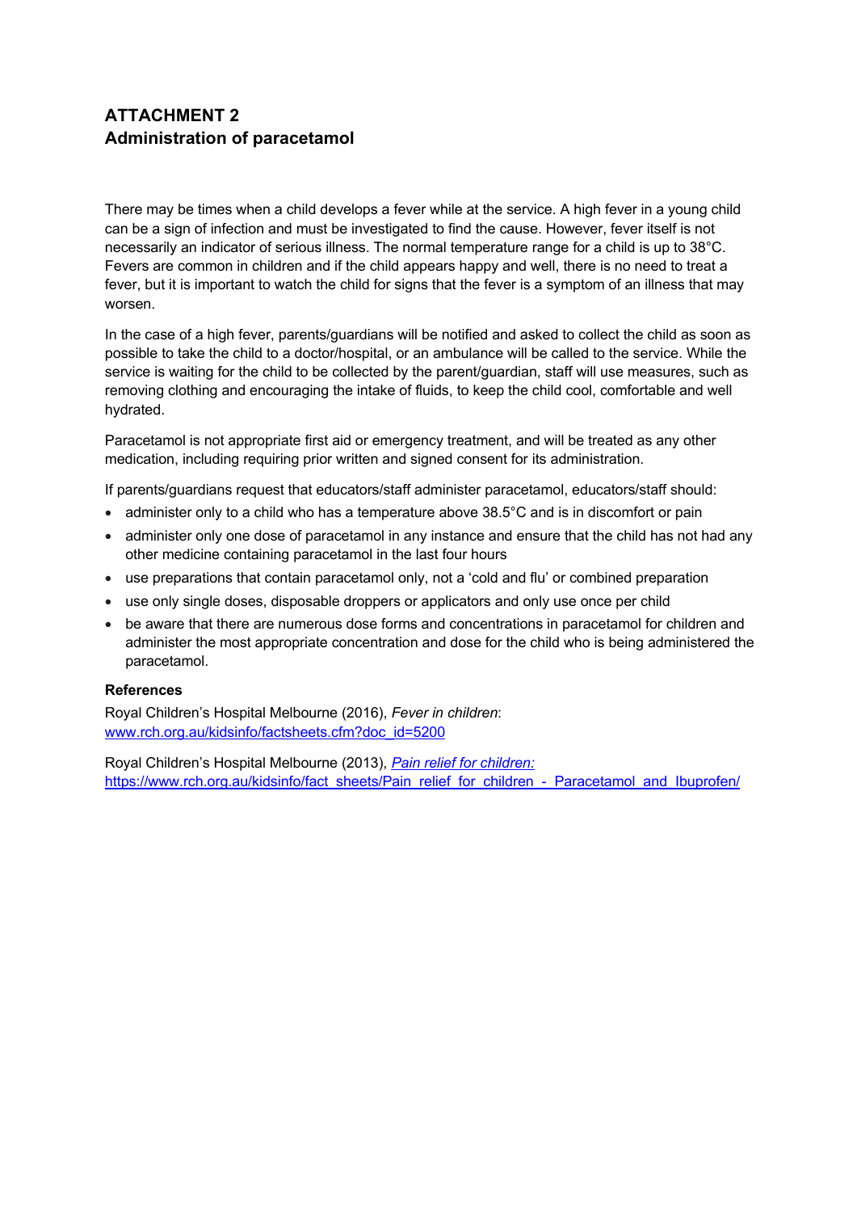## ATTACHMENT 2
## Administration of paracetamol

There may be times when a child develops a fever while at the service. A high fever in a young child can be a sign of infection and must be investigated to find the cause. However, fever itself is not necessarily an indicator of serious illness. The normal temperature range for a child is up to 38°C. Fevers are common in children and if the child appears happy and well, there is no need to treat a fever, but it is important to watch the child for signs that the fever is a symptom of an illness that may worsen.

In the case of a high fever, parents/guardians will be notified and asked to collect the child as soon as possible to take the child to a doctor/hospital, or an ambulance will be called to the service. While the service is waiting for the child to be collected by the parent/guardian, staff will use measures, such as removing clothing and encouraging the intake of fluids, to keep the child cool, comfortable and well hydrated.

Paracetamol is not appropriate first aid or emergency treatment, and will be treated as any other medication, including requiring prior written and signed consent for its administration.

If parents/guardians request that educators/staff administer paracetamol, educators/staff should:

- administer only to a child who has a temperature above 38.5°C and is in discomfort or pain
- administer only one dose of paracetamol in any instance and ensure that the child has not had any other medicine containing paracetamol in the last four hours
- use preparations that contain paracetamol only, not a 'cold and flu' or combined preparation
- use only single doses, disposable droppers or applicators and only use once per child
- be aware that there are numerous dose forms and concentrations in paracetamol for children and administer the most appropriate concentration and dose for the child who is being administered the paracetamol.

**References**

Royal Children's Hospital Melbourne (2016), *Fever in children*:
www.rch.org.au/kidsinfo/factsheets.cfm?doc_id=5200

Royal Children's Hospital Melbourne (2013), *Pain relief for children:*
https://www.rch.org.au/kidsinfo/fact_sheets/Pain_relief_for_children_-_Paracetamol_and_Ibuprofen/